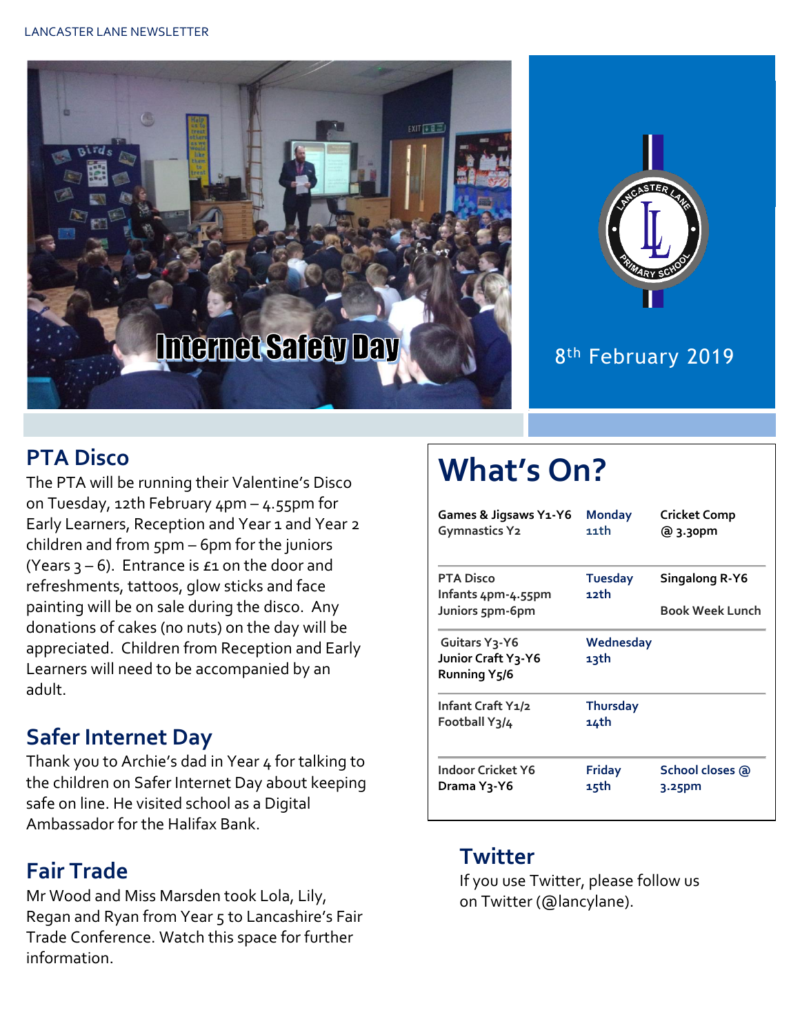Internet Safety Day

8th February 2019

## PTA Disco

The PTA will be running their Valentine's Disco on Tuesday, 12th February 4pm – 4.55pm for Early Learners, Reception and Year 1 and Year 2 children and from 5pm – 6pm for the juniors (Years 3 – 6). Entrance is £1 on the door and refreshments, tattoos, glow sticks and face painting will be on sale during the disco. Any donations of cakes (no nuts) on the day will be appreciated. Children from Reception and Early Learners will need to be accompanied by an adult.

## Safer Internet Day

Thank you to Archie's dad in Year 4 for talking to the children on Safer Internet Day about keeping safe on line. He visited school as a Digital Ambassador for the Halifax Bank.

## Fair Trade

Mr Wood and Miss Marsden took Lola, Lily, Regan and Ryan from Year 5 to Lancashire's Fair Trade Conference. Watch this space for further information.

# What's On?

| | | |
|---|---|---|
| Games & Jigsaws Y1-Y6<br>Gymnastics Y2 | Monday 11th | Cricket Comp @ 3.30pm |
| PTA Disco<br>Infants 4pm-4.55pm<br>Juniors 5pm-6pm | Tuesday 12th | Singalong R-Y6<br><br>Book Week Lunch |
| Guitars Y3-Y6<br>Junior Craft Y3-Y6<br>Running Y5/6 | Wednesday 13th | |
| Infant Craft Y1/2<br>Football Y3/4 | Thursday 14th | |
| Indoor Cricket Y6<br>Drama Y3-Y6 | Friday 15th | School closes @ 3.25pm |

## Twitter

If you use Twitter, please follow us on Twitter (@lancylane).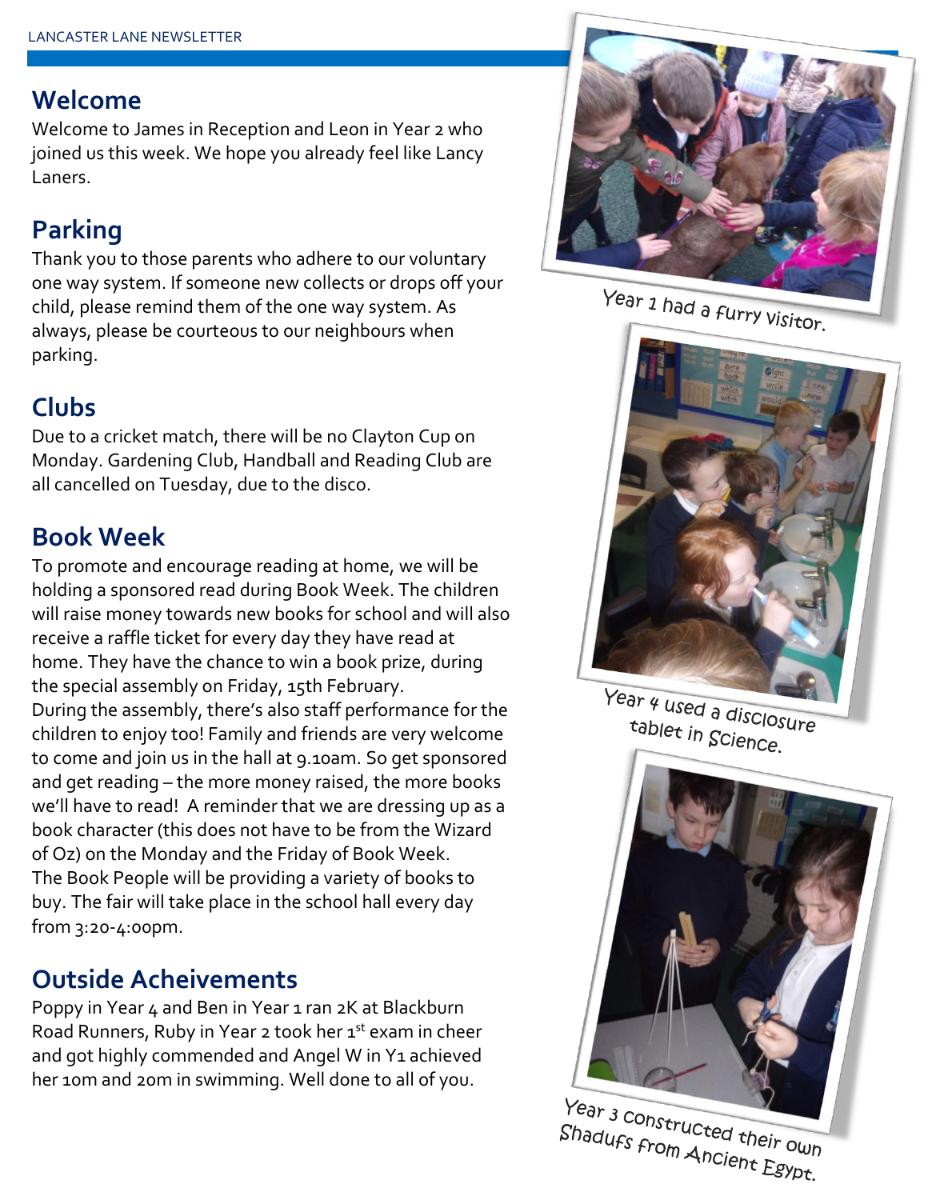## Welcome

Welcome to James in Reception and Leon in Year 2 who joined us this week. We hope you already feel like Lancy Laners.

## Parking

Thank you to those parents who adhere to our voluntary one way system. If someone new collects or drops off your child, please remind them of the one way system. As always, please be courteous to our neighbours when parking.

## Clubs

Due to a cricket match, there will be no Clayton Cup on Monday. Gardening Club, Handball and Reading Club are all cancelled on Tuesday, due to the disco.

## Book Week

To promote and encourage reading at home, we will be holding a sponsored read during Book Week. The children will raise money towards new books for school and will also receive a raffle ticket for every day they have read at home. They have the chance to win a book prize, during the special assembly on Friday, 15th February.
During the assembly, there's also staff performance for the children to enjoy too! Family and friends are very welcome to come and join us in the hall at 9.10am. So get sponsored and get reading – the more money raised, the more books we'll have to read! A reminder that we are dressing up as a book character (this does not have to be from the Wizard of Oz) on the Monday and the Friday of Book Week.
The Book People will be providing a variety of books to buy. The fair will take place in the school hall every day from 3:20-4:00pm.

## Outside Acheivements

Poppy in Year 4 and Ben in Year 1 ran 2K at Blackburn Road Runners, Ruby in Year 2 took her 1st exam in cheer and got highly commended and Angel W in Y1 achieved her 10m and 20m in swimming. Well done to all of you.

Year 1 had a furry visitor.

Year 4 used a disclosure tablet in Science.

Year 3 constructed their own Shadufs from Ancient Egypt.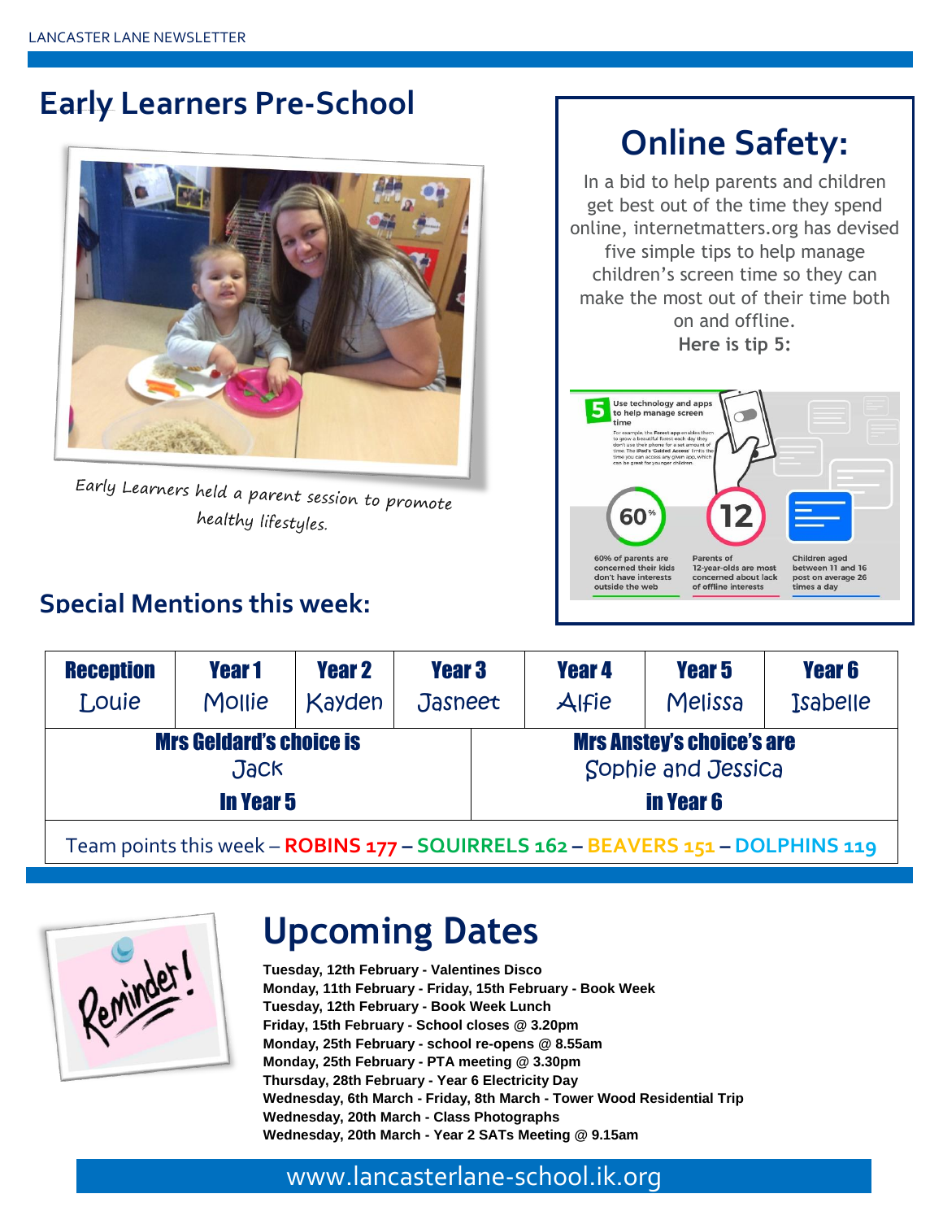## Early Learners Pre-School

Early Learners held a parent session to promote healthy lifestyles.

## Online Safety:

In a bid to help parents and children get best out of the time they spend online, internetmatters.org has devised five simple tips to help manage children's screen time so they can make the most out of their time both on and offline.

**Here is tip 5:**

5 Use technology and apps to help manage screen time

For example, the Forest app enables them to grow a beautiful forest each day they don't use their phone for a set amount of time. The iPad's 'Guided Access' limits the time you can access any given app, which can be great for younger children.

60%

60% of parents are concerned their kids don't have interests outside the web

12

Parents of 12-year-olds are most concerned about lack of offline interests

Children aged between 11 and 16 post on average 26 times a day

## Special Mentions this week:

| Reception | Year 1 | Year 2 | Year 3 | Year 4 | Year 5 | Year 6 |
|---|---|---|---|---|---|---|
| Louie | Mollie | Kayden | Jasneet | Alfie | Melissa | Isabelle |

**Mrs Geldard's choice is** Jack **In Year 5**

**Mrs Anstey's choice's are** Sophie and Jessica **in Year 6**

Team points this week – **ROBINS 177** – **SQUIRRELS 162** – **BEAVERS 151** – **DOLPHINS 119**

## Upcoming Dates

**Tuesday, 12th February - Valentines Disco**
**Monday, 11th February - Friday, 15th February - Book Week**
**Tuesday, 12th February - Book Week Lunch**
**Friday, 15th February - School closes @ 3.20pm**
**Monday, 25th February - school re-opens @ 8.55am**
**Monday, 25th February - PTA meeting @ 3.30pm**
**Thursday, 28th February - Year 6 Electricity Day**
**Wednesday, 6th March - Friday, 8th March - Tower Wood Residential Trip**
**Wednesday, 20th March - Class Photographs**
**Wednesday, 20th March - Year 2 SATs Meeting @ 9.15am**

www.lancasterlane-school.ik.org